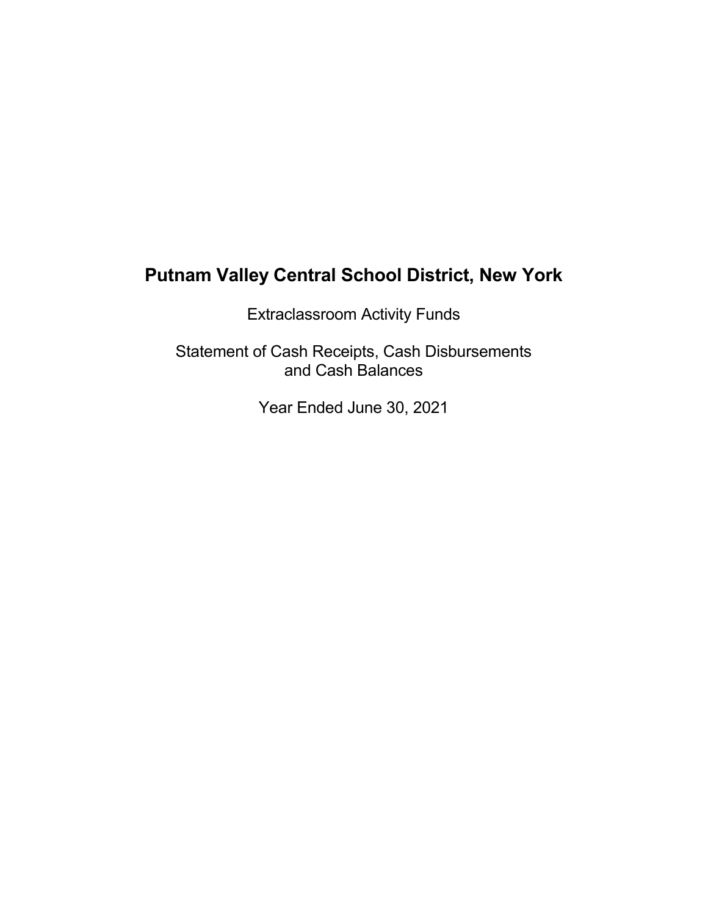# Putnam Valley Central School District, New York

Extraclassroom Activity Funds

Statement of Cash Receipts, Cash Disbursements and Cash Balances

Year Ended June 30, 2021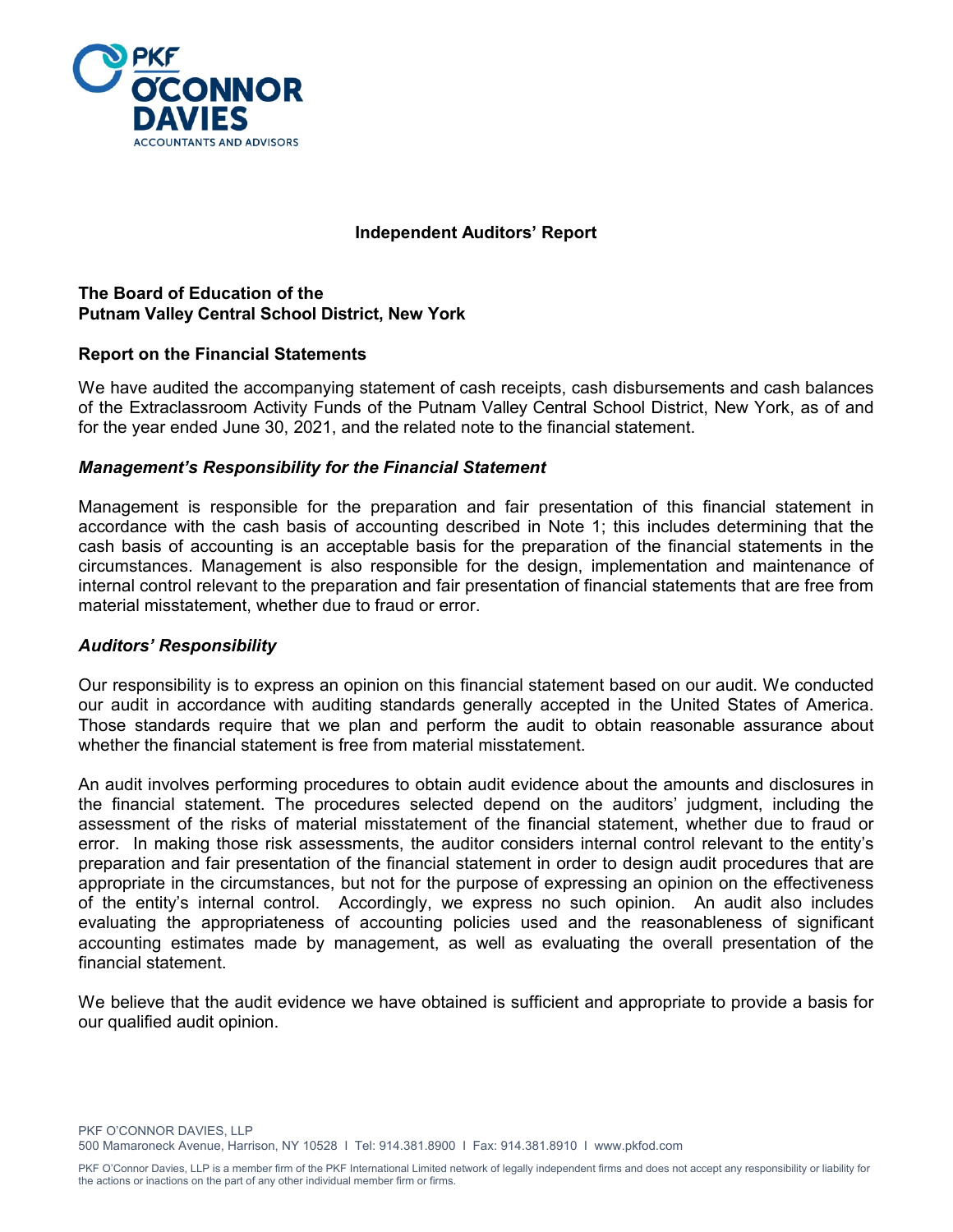**PKF O'CONNOR DAVIES**
ACCOUNTANTS AND ADVISORS

## Independent Auditors' Report

**The Board of Education of the**
**Putnam Valley Central School District, New York**

### Report on the Financial Statements

We have audited the accompanying statement of cash receipts, cash disbursements and cash balances of the Extraclassroom Activity Funds of the Putnam Valley Central School District, New York, as of and for the year ended June 30, 2021, and the related note to the financial statement.

### *Management's Responsibility for the Financial Statement*

Management is responsible for the preparation and fair presentation of this financial statement in accordance with the cash basis of accounting described in Note 1; this includes determining that the cash basis of accounting is an acceptable basis for the preparation of the financial statements in the circumstances. Management is also responsible for the design, implementation and maintenance of internal control relevant to the preparation and fair presentation of financial statements that are free from material misstatement, whether due to fraud or error.

### *Auditors' Responsibility*

Our responsibility is to express an opinion on this financial statement based on our audit. We conducted our audit in accordance with auditing standards generally accepted in the United States of America. Those standards require that we plan and perform the audit to obtain reasonable assurance about whether the financial statement is free from material misstatement.

An audit involves performing procedures to obtain audit evidence about the amounts and disclosures in the financial statement. The procedures selected depend on the auditors' judgment, including the assessment of the risks of material misstatement of the financial statement, whether due to fraud or error. In making those risk assessments, the auditor considers internal control relevant to the entity's preparation and fair presentation of the financial statement in order to design audit procedures that are appropriate in the circumstances, but not for the purpose of expressing an opinion on the effectiveness of the entity's internal control. Accordingly, we express no such opinion. An audit also includes evaluating the appropriateness of accounting policies used and the reasonableness of significant accounting estimates made by management, as well as evaluating the overall presentation of the financial statement.

We believe that the audit evidence we have obtained is sufficient and appropriate to provide a basis for our qualified audit opinion.

PKF O'CONNOR DAVIES, LLP
500 Mamaroneck Avenue, Harrison, NY 10528 I Tel: 914.381.8900 I Fax: 914.381.8910 I www.pkfod.com

PKF O'Connor Davies, LLP is a member firm of the PKF International Limited network of legally independent firms and does not accept any responsibility or liability for the actions or inactions on the part of any other individual member firm or firms.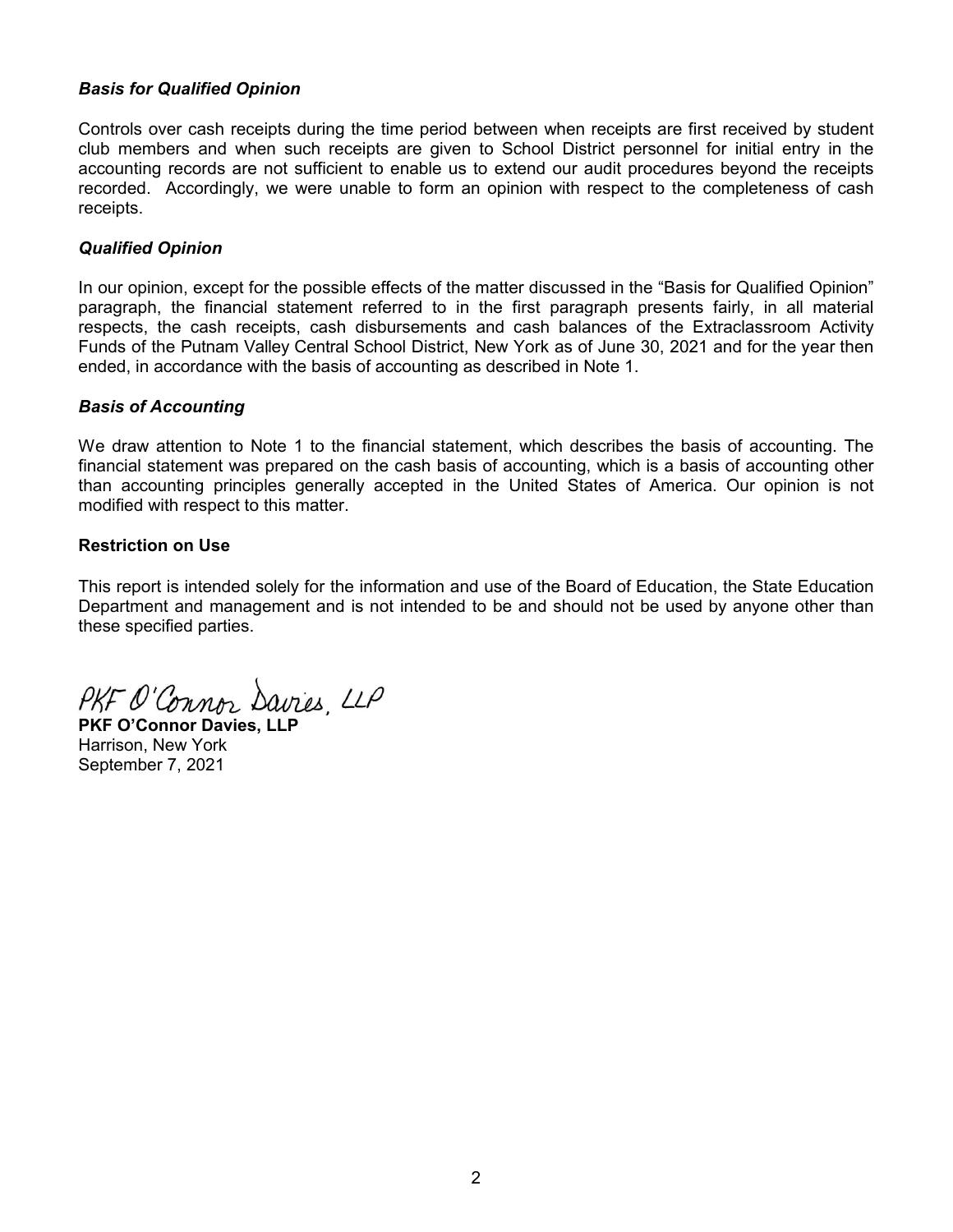### *Basis for Qualified Opinion*

Controls over cash receipts during the time period between when receipts are first received by student club members and when such receipts are given to School District personnel for initial entry in the accounting records are not sufficient to enable us to extend our audit procedures beyond the receipts recorded. Accordingly, we were unable to form an opinion with respect to the completeness of cash receipts.

### *Qualified Opinion*

In our opinion, except for the possible effects of the matter discussed in the "Basis for Qualified Opinion" paragraph, the financial statement referred to in the first paragraph presents fairly, in all material respects, the cash receipts, cash disbursements and cash balances of the Extraclassroom Activity Funds of the Putnam Valley Central School District, New York as of June 30, 2021 and for the year then ended, in accordance with the basis of accounting as described in Note 1.

### *Basis of Accounting*

We draw attention to Note 1 to the financial statement, which describes the basis of accounting. The financial statement was prepared on the cash basis of accounting, which is a basis of accounting other than accounting principles generally accepted in the United States of America. Our opinion is not modified with respect to this matter.

### Restriction on Use

This report is intended solely for the information and use of the Board of Education, the State Education Department and management and is not intended to be and should not be used by anyone other than these specified parties.

*PKF O'Connor Davies, LLP*

**PKF O'Connor Davies, LLP**
Harrison, New York
September 7, 2021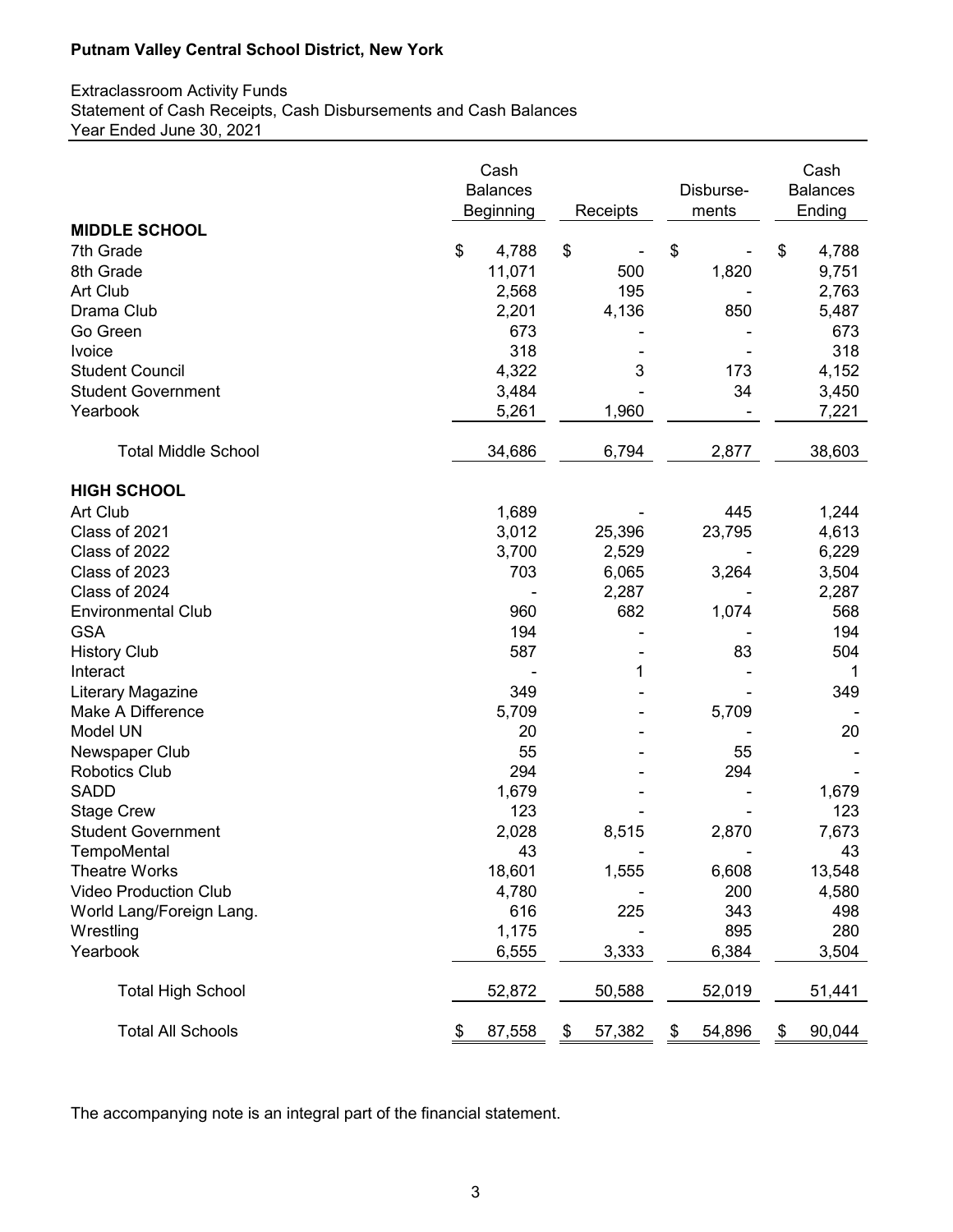**Putnam Valley Central School District, New York**

Extraclassroom Activity Funds
Statement of Cash Receipts, Cash Disbursements and Cash Balances
Year Ended June 30, 2021

| | Cash Balances Beginning | Receipts | Disburse-ments | Cash Balances Ending |
|---|---|---|---|---|
| **MIDDLE SCHOOL** | | | | |
| 7th Grade | $ 4,788 | $ - | $ - | $ 4,788 |
| 8th Grade | 11,071 | 500 | 1,820 | 9,751 |
| Art Club | 2,568 | 195 | - | 2,763 |
| Drama Club | 2,201 | 4,136 | 850 | 5,487 |
| Go Green | 673 | - | - | 673 |
| Ivoice | 318 | - | - | 318 |
| Student Council | 4,322 | 3 | 173 | 4,152 |
| Student Government | 3,484 | - | 34 | 3,450 |
| Yearbook | 5,261 | 1,960 | - | 7,221 |
| Total Middle School | 34,686 | 6,794 | 2,877 | 38,603 |
| **HIGH SCHOOL** | | | | |
| Art Club | 1,689 | - | 445 | 1,244 |
| Class of 2021 | 3,012 | 25,396 | 23,795 | 4,613 |
| Class of 2022 | 3,700 | 2,529 | - | 6,229 |
| Class of 2023 | 703 | 6,065 | 3,264 | 3,504 |
| Class of 2024 | - | 2,287 | - | 2,287 |
| Environmental Club | 960 | 682 | 1,074 | 568 |
| GSA | 194 | - | - | 194 |
| History Club | 587 | - | 83 | 504 |
| Interact | - | 1 | - | 1 |
| Literary Magazine | 349 | - | - | 349 |
| Make A Difference | 5,709 | - | 5,709 | - |
| Model UN | 20 | - | - | 20 |
| Newspaper Club | 55 | - | 55 | - |
| Robotics Club | 294 | - | 294 | - |
| SADD | 1,679 | - | - | 1,679 |
| Stage Crew | 123 | - | - | 123 |
| Student Government | 2,028 | 8,515 | 2,870 | 7,673 |
| TempoMental | 43 | - | - | 43 |
| Theatre Works | 18,601 | 1,555 | 6,608 | 13,548 |
| Video Production Club | 4,780 | - | 200 | 4,580 |
| World Lang/Foreign Lang. | 616 | 225 | 343 | 498 |
| Wrestling | 1,175 | - | 895 | 280 |
| Yearbook | 6,555 | 3,333 | 6,384 | 3,504 |
| Total High School | 52,872 | 50,588 | 52,019 | 51,441 |
| Total All Schools | $ 87,558 | $ 57,382 | $ 54,896 | $ 90,044 |

The accompanying note is an integral part of the financial statement.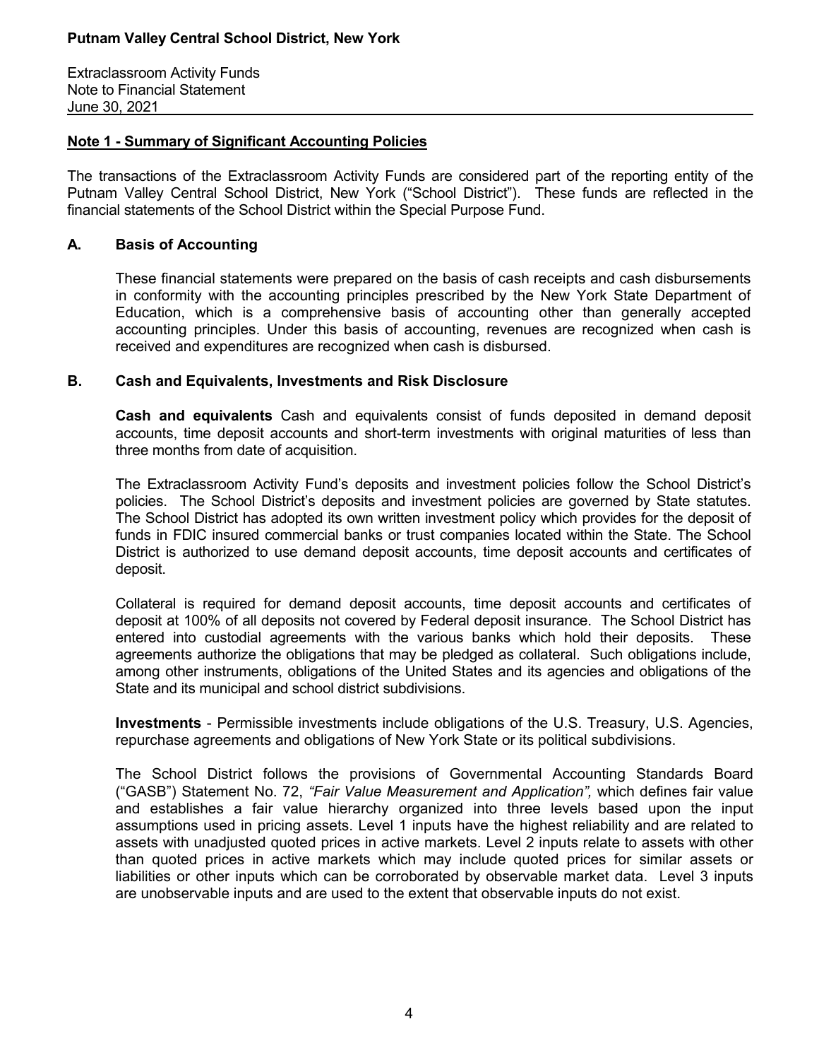Putnam Valley Central School District, New York

Extraclassroom Activity Funds
Note to Financial Statement
June 30, 2021

## Note 1 - Summary of Significant Accounting Policies

The transactions of the Extraclassroom Activity Funds are considered part of the reporting entity of the Putnam Valley Central School District, New York ("School District"). These funds are reflected in the financial statements of the School District within the Special Purpose Fund.

### A. Basis of Accounting

These financial statements were prepared on the basis of cash receipts and cash disbursements in conformity with the accounting principles prescribed by the New York State Department of Education, which is a comprehensive basis of accounting other than generally accepted accounting principles. Under this basis of accounting, revenues are recognized when cash is received and expenditures are recognized when cash is disbursed.

### B. Cash and Equivalents, Investments and Risk Disclosure

**Cash and equivalents** Cash and equivalents consist of funds deposited in demand deposit accounts, time deposit accounts and short-term investments with original maturities of less than three months from date of acquisition.

The Extraclassroom Activity Fund's deposits and investment policies follow the School District's policies. The School District's deposits and investment policies are governed by State statutes. The School District has adopted its own written investment policy which provides for the deposit of funds in FDIC insured commercial banks or trust companies located within the State. The School District is authorized to use demand deposit accounts, time deposit accounts and certificates of deposit.

Collateral is required for demand deposit accounts, time deposit accounts and certificates of deposit at 100% of all deposits not covered by Federal deposit insurance. The School District has entered into custodial agreements with the various banks which hold their deposits. These agreements authorize the obligations that may be pledged as collateral. Such obligations include, among other instruments, obligations of the United States and its agencies and obligations of the State and its municipal and school district subdivisions.

**Investments** - Permissible investments include obligations of the U.S. Treasury, U.S. Agencies, repurchase agreements and obligations of New York State or its political subdivisions.

The School District follows the provisions of Governmental Accounting Standards Board ("GASB") Statement No. 72, *"Fair Value Measurement and Application",* which defines fair value and establishes a fair value hierarchy organized into three levels based upon the input assumptions used in pricing assets. Level 1 inputs have the highest reliability and are related to assets with unadjusted quoted prices in active markets. Level 2 inputs relate to assets with other than quoted prices in active markets which may include quoted prices for similar assets or liabilities or other inputs which can be corroborated by observable market data. Level 3 inputs are unobservable inputs and are used to the extent that observable inputs do not exist.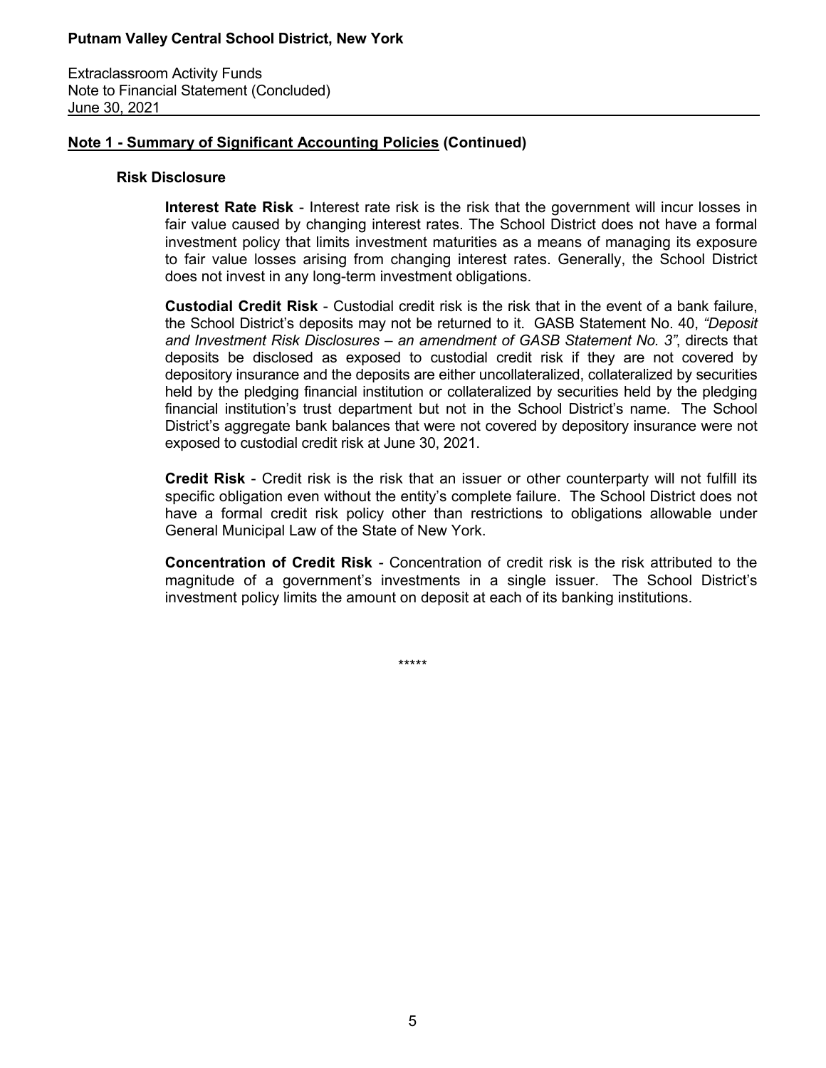**Note 1 - Summary of Significant Accounting Policies (Continued)**

### Risk Disclosure

**Interest Rate Risk** - Interest rate risk is the risk that the government will incur losses in fair value caused by changing interest rates. The School District does not have a formal investment policy that limits investment maturities as a means of managing its exposure to fair value losses arising from changing interest rates. Generally, the School District does not invest in any long-term investment obligations.

**Custodial Credit Risk** - Custodial credit risk is the risk that in the event of a bank failure, the School District's deposits may not be returned to it. GASB Statement No. 40, *"Deposit and Investment Risk Disclosures – an amendment of GASB Statement No. 3"*, directs that deposits be disclosed as exposed to custodial credit risk if they are not covered by depository insurance and the deposits are either uncollateralized, collateralized by securities held by the pledging financial institution or collateralized by securities held by the pledging financial institution's trust department but not in the School District's name. The School District's aggregate bank balances that were not covered by depository insurance were not exposed to custodial credit risk at June 30, 2021.

**Credit Risk** - Credit risk is the risk that an issuer or other counterparty will not fulfill its specific obligation even without the entity's complete failure. The School District does not have a formal credit risk policy other than restrictions to obligations allowable under General Municipal Law of the State of New York.

**Concentration of Credit Risk** - Concentration of credit risk is the risk attributed to the magnitude of a government's investments in a single issuer. The School District's investment policy limits the amount on deposit at each of its banking institutions.

*****